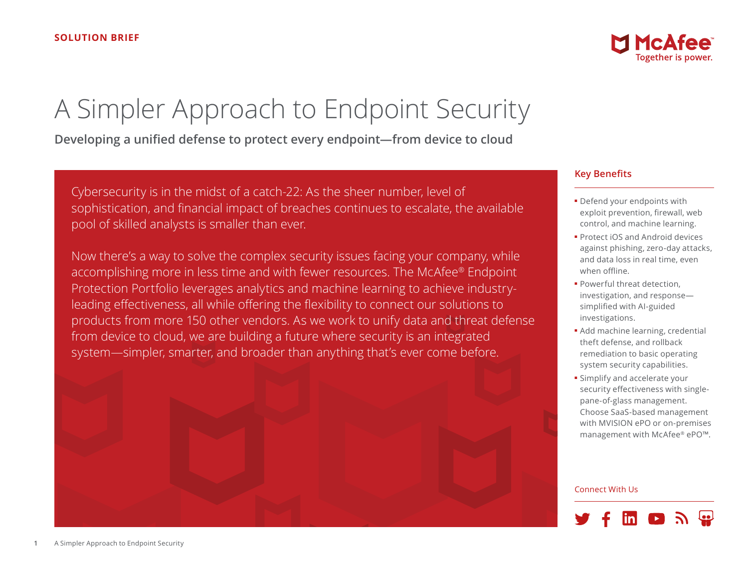SOLUTION BRIEF

# A Simpler Approach to Endpoint Security

**Developing a unified defense to protect every endpoint—from device to cloud**

Cybersecurity is in the midst of a catch-22: As the sheer number, level of sophistication, and financial impact of breaches continues to escalate, the available pool of skilled analysts is smaller than ever.

Now there's a way to solve the complex security issues facing your company, while accomplishing more in less time and with fewer resources. The McAfee® Endpoint Protection Portfolio leverages analytics and machine learning to achieve industry-leading effectiveness, all while offering the flexibility to connect our solutions to products from more 150 other vendors. As we work to unify data and threat defense from device to cloud, we are building a future where security is an integrated system—simpler, smarter, and broader than anything that's ever come before.

## Key Benefits

- Defend your endpoints with exploit prevention, firewall, web control, and machine learning.
- Protect iOS and Android devices against phishing, zero-day attacks, and data loss in real time, even when offline.
- Powerful threat detection, investigation, and response—simplified with AI-guided investigations.
- Add machine learning, credential theft defense, and rollback remediation to basic operating system security capabilities.
- Simplify and accelerate your security effectiveness with single-pane-of-glass management. Choose SaaS-based management with MVISION ePO or on-premises management with McAfee® ePO™.

Connect With Us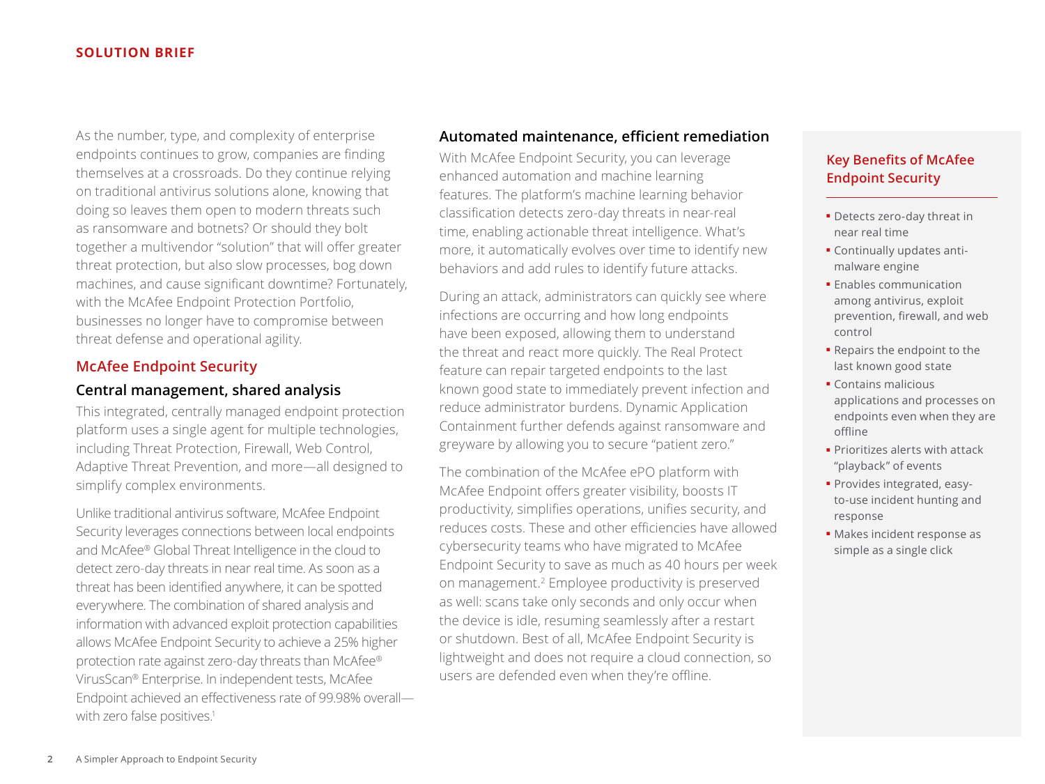As the number, type, and complexity of enterprise endpoints continues to grow, companies are finding themselves at a crossroads. Do they continue relying on traditional antivirus solutions alone, knowing that doing so leaves them open to modern threats such as ransomware and botnets? Or should they bolt together a multivendor "solution" that will offer greater threat protection, but also slow processes, bog down machines, and cause significant downtime? Fortunately, with the McAfee Endpoint Protection Portfolio, businesses no longer have to compromise between threat defense and operational agility.

## McAfee Endpoint Security

### Central management, shared analysis

This integrated, centrally managed endpoint protection platform uses a single agent for multiple technologies, including Threat Protection, Firewall, Web Control, Adaptive Threat Prevention, and more—all designed to simplify complex environments.

Unlike traditional antivirus software, McAfee Endpoint Security leverages connections between local endpoints and McAfee® Global Threat Intelligence in the cloud to detect zero-day threats in near real time. As soon as a threat has been identified anywhere, it can be spotted everywhere. The combination of shared analysis and information with advanced exploit protection capabilities allows McAfee Endpoint Security to achieve a 25% higher protection rate against zero-day threats than McAfee® VirusScan® Enterprise. In independent tests, McAfee Endpoint achieved an effectiveness rate of 99.98% overall—with zero false positives.[1]

### Automated maintenance, efficient remediation

With McAfee Endpoint Security, you can leverage enhanced automation and machine learning features. The platform's machine learning behavior classification detects zero-day threats in near-real time, enabling actionable threat intelligence. What's more, it automatically evolves over time to identify new behaviors and add rules to identify future attacks.

During an attack, administrators can quickly see where infections are occurring and how long endpoints have been exposed, allowing them to understand the threat and react more quickly. The Real Protect feature can repair targeted endpoints to the last known good state to immediately prevent infection and reduce administrator burdens. Dynamic Application Containment further defends against ransomware and greyware by allowing you to secure "patient zero."

The combination of the McAfee ePO platform with McAfee Endpoint offers greater visibility, boosts IT productivity, simplifies operations, unifies security, and reduces costs. These and other efficiencies have allowed cybersecurity teams who have migrated to McAfee Endpoint Security to save as much as 40 hours per week on management.[2] Employee productivity is preserved as well: scans take only seconds and only occur when the device is idle, resuming seamlessly after a restart or shutdown. Best of all, McAfee Endpoint Security is lightweight and does not require a cloud connection, so users are defended even when they're offline.

### Key Benefits of McAfee Endpoint Security

- Detects zero-day threat in near real time
- Continually updates anti-malware engine
- Enables communication among antivirus, exploit prevention, firewall, and web control
- Repairs the endpoint to the last known good state
- Contains malicious applications and processes on endpoints even when they are offline
- Prioritizes alerts with attack "playback" of events
- Provides integrated, easy-to-use incident hunting and response
- Makes incident response as simple as a single click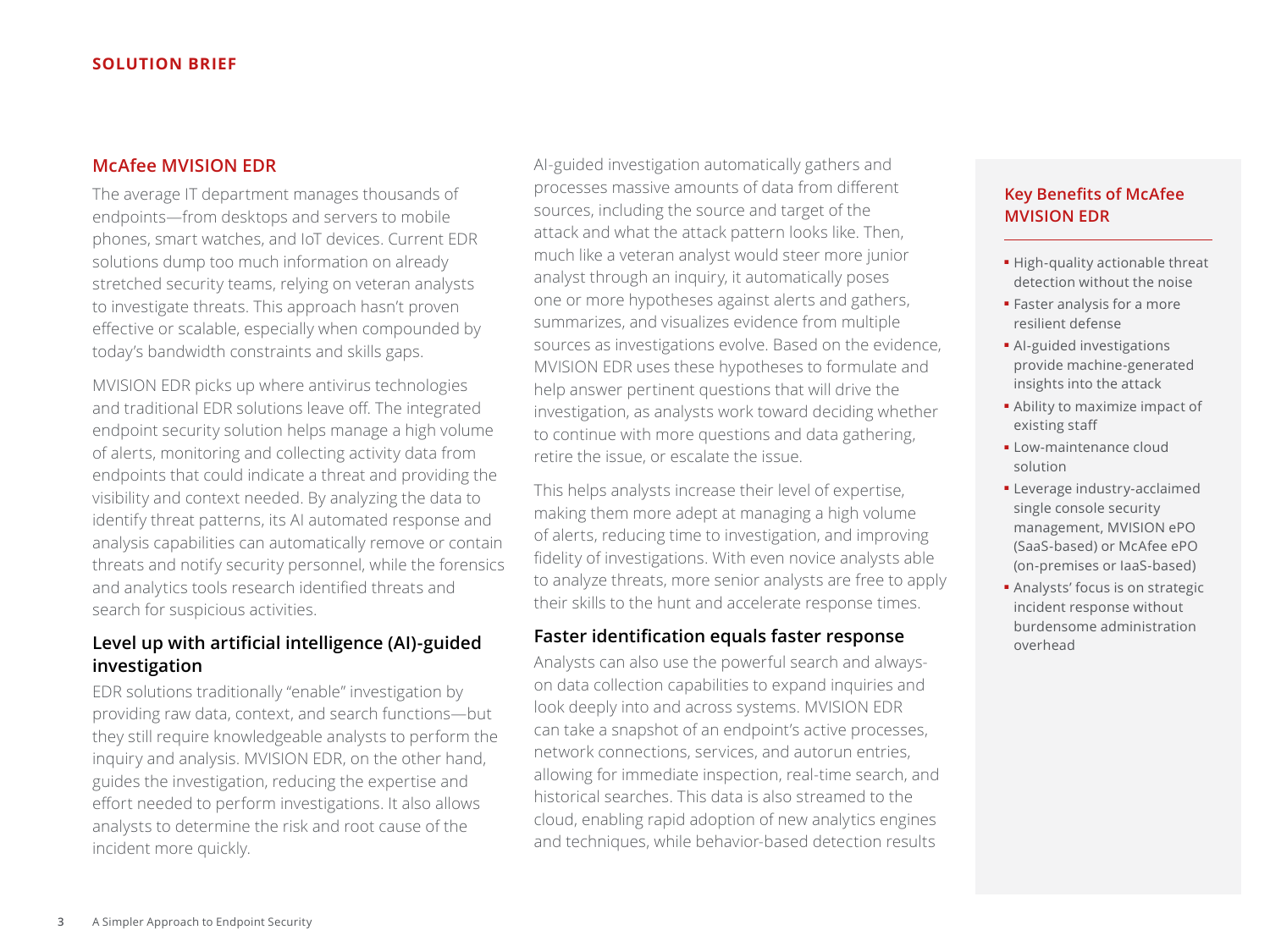## McAfee MVISION EDR

The average IT department manages thousands of endpoints—from desktops and servers to mobile phones, smart watches, and IoT devices. Current EDR solutions dump too much information on already stretched security teams, relying on veteran analysts to investigate threats. This approach hasn't proven effective or scalable, especially when compounded by today's bandwidth constraints and skills gaps.

MVISION EDR picks up where antivirus technologies and traditional EDR solutions leave off. The integrated endpoint security solution helps manage a high volume of alerts, monitoring and collecting activity data from endpoints that could indicate a threat and providing the visibility and context needed. By analyzing the data to identify threat patterns, its AI automated response and analysis capabilities can automatically remove or contain threats and notify security personnel, while the forensics and analytics tools research identified threats and search for suspicious activities.

### Level up with artificial intelligence (AI)-guided investigation

EDR solutions traditionally "enable" investigation by providing raw data, context, and search functions—but they still require knowledgeable analysts to perform the inquiry and analysis. MVISION EDR, on the other hand, guides the investigation, reducing the expertise and effort needed to perform investigations. It also allows analysts to determine the risk and root cause of the incident more quickly.

AI-guided investigation automatically gathers and processes massive amounts of data from different sources, including the source and target of the attack and what the attack pattern looks like. Then, much like a veteran analyst would steer more junior analyst through an inquiry, it automatically poses one or more hypotheses against alerts and gathers, summarizes, and visualizes evidence from multiple sources as investigations evolve. Based on the evidence, MVISION EDR uses these hypotheses to formulate and help answer pertinent questions that will drive the investigation, as analysts work toward deciding whether to continue with more questions and data gathering, retire the issue, or escalate the issue.

This helps analysts increase their level of expertise, making them more adept at managing a high volume of alerts, reducing time to investigation, and improving fidelity of investigations. With even novice analysts able to analyze threats, more senior analysts are free to apply their skills to the hunt and accelerate response times.

### Faster identification equals faster response

Analysts can also use the powerful search and always-on data collection capabilities to expand inquiries and look deeply into and across systems. MVISION EDR can take a snapshot of an endpoint's active processes, network connections, services, and autorun entries, allowing for immediate inspection, real-time search, and historical searches. This data is also streamed to the cloud, enabling rapid adoption of new analytics engines and techniques, while behavior-based detection results

### Key Benefits of McAfee MVISION EDR

- High-quality actionable threat detection without the noise
- Faster analysis for a more resilient defense
- AI-guided investigations provide machine-generated insights into the attack
- Ability to maximize impact of existing staff
- Low-maintenance cloud solution
- Leverage industry-acclaimed single console security management, MVISION ePO (SaaS-based) or McAfee ePO (on-premises or IaaS-based)
- Analysts' focus is on strategic incident response without burdensome administration overhead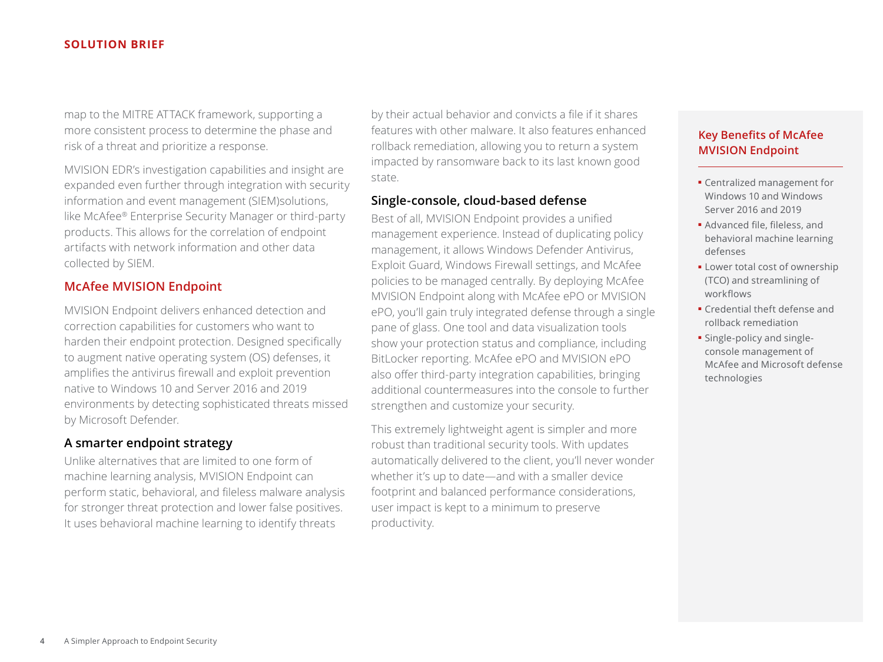map to the MITRE ATTACK framework, supporting a more consistent process to determine the phase and risk of a threat and prioritize a response.

MVISION EDR's investigation capabilities and insight are expanded even further through integration with security information and event management (SIEM)solutions, like McAfee® Enterprise Security Manager or third-party products. This allows for the correlation of endpoint artifacts with network information and other data collected by SIEM.

## McAfee MVISION Endpoint

MVISION Endpoint delivers enhanced detection and correction capabilities for customers who want to harden their endpoint protection. Designed specifically to augment native operating system (OS) defenses, it amplifies the antivirus firewall and exploit prevention native to Windows 10 and Server 2016 and 2019 environments by detecting sophisticated threats missed by Microsoft Defender.

### A smarter endpoint strategy

Unlike alternatives that are limited to one form of machine learning analysis, MVISION Endpoint can perform static, behavioral, and fileless malware analysis for stronger threat protection and lower false positives. It uses behavioral machine learning to identify threats by their actual behavior and convicts a file if it shares features with other malware. It also features enhanced rollback remediation, allowing you to return a system impacted by ransomware back to its last known good state.

### Single-console, cloud-based defense

Best of all, MVISION Endpoint provides a unified management experience. Instead of duplicating policy management, it allows Windows Defender Antivirus, Exploit Guard, Windows Firewall settings, and McAfee policies to be managed centrally. By deploying McAfee MVISION Endpoint along with McAfee ePO or MVISION ePO, you'll gain truly integrated defense through a single pane of glass. One tool and data visualization tools show your protection status and compliance, including BitLocker reporting. McAfee ePO and MVISION ePO also offer third-party integration capabilities, bringing additional countermeasures into the console to further strengthen and customize your security.

This extremely lightweight agent is simpler and more robust than traditional security tools. With updates automatically delivered to the client, you'll never wonder whether it's up to date—and with a smaller device footprint and balanced performance considerations, user impact is kept to a minimum to preserve productivity.

### Key Benefits of McAfee MVISION Endpoint

- Centralized management for Windows 10 and Windows Server 2016 and 2019
- Advanced file, fileless, and behavioral machine learning defenses
- Lower total cost of ownership (TCO) and streamlining of workflows
- Credential theft defense and rollback remediation
- Single-policy and single-console management of McAfee and Microsoft defense technologies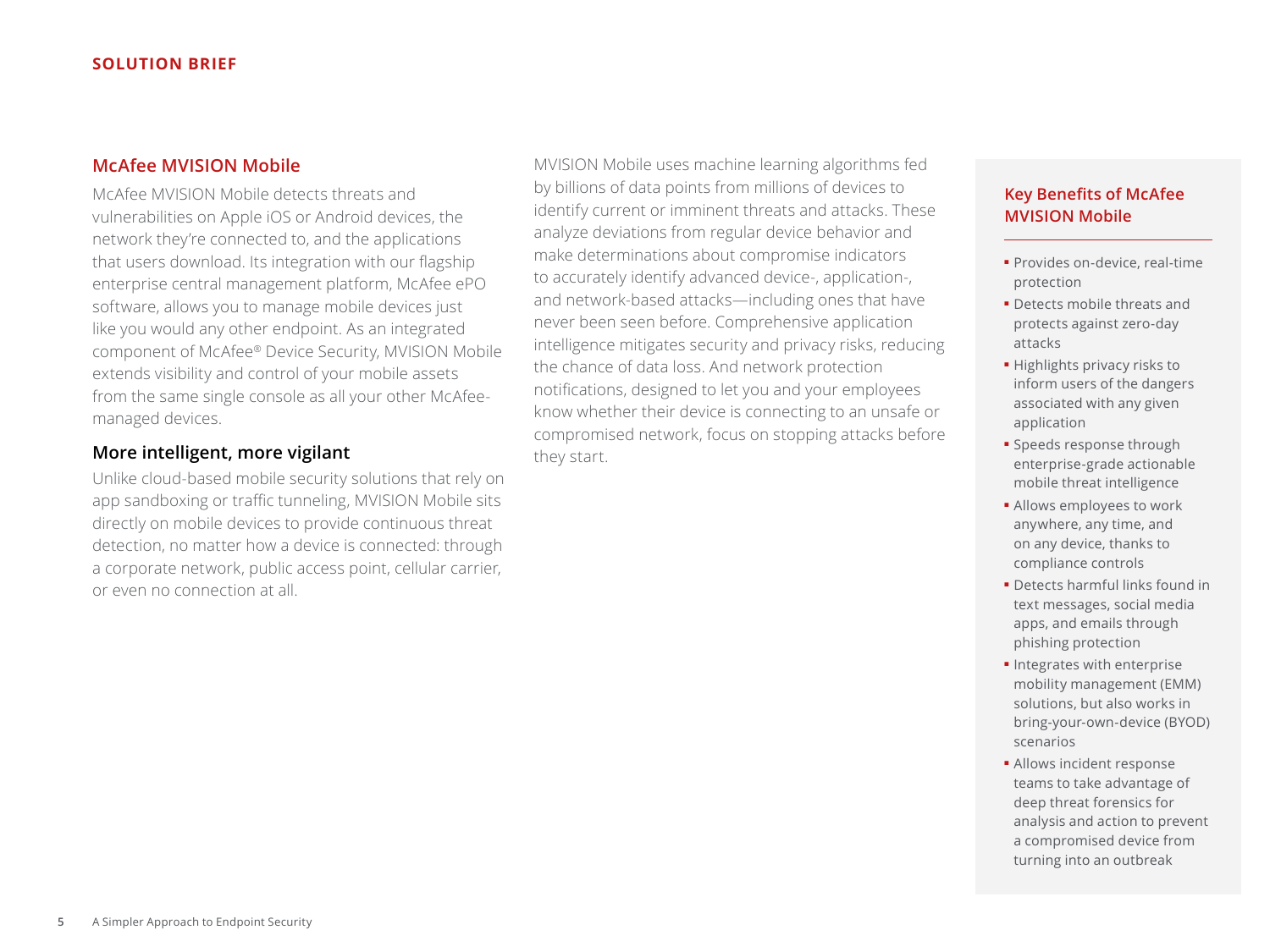## McAfee MVISION Mobile

McAfee MVISION Mobile detects threats and vulnerabilities on Apple iOS or Android devices, the network they're connected to, and the applications that users download. Its integration with our flagship enterprise central management platform, McAfee ePO software, allows you to manage mobile devices just like you would any other endpoint. As an integrated component of McAfee® Device Security, MVISION Mobile extends visibility and control of your mobile assets from the same single console as all your other McAfee-managed devices.

### More intelligent, more vigilant

Unlike cloud-based mobile security solutions that rely on app sandboxing or traffic tunneling, MVISION Mobile sits directly on mobile devices to provide continuous threat detection, no matter how a device is connected: through a corporate network, public access point, cellular carrier, or even no connection at all.

MVISION Mobile uses machine learning algorithms fed by billions of data points from millions of devices to identify current or imminent threats and attacks. These analyze deviations from regular device behavior and make determinations about compromise indicators to accurately identify advanced device-, application-, and network-based attacks—including ones that have never been seen before. Comprehensive application intelligence mitigates security and privacy risks, reducing the chance of data loss. And network protection notifications, designed to let you and your employees know whether their device is connecting to an unsafe or compromised network, focus on stopping attacks before they start.

### Key Benefits of McAfee MVISION Mobile

- Provides on-device, real-time protection
- Detects mobile threats and protects against zero-day attacks
- Highlights privacy risks to inform users of the dangers associated with any given application
- Speeds response through enterprise-grade actionable mobile threat intelligence
- Allows employees to work anywhere, any time, and on any device, thanks to compliance controls
- Detects harmful links found in text messages, social media apps, and emails through phishing protection
- Integrates with enterprise mobility management (EMM) solutions, but also works in bring-your-own-device (BYOD) scenarios
- Allows incident response teams to take advantage of deep threat forensics for analysis and action to prevent a compromised device from turning into an outbreak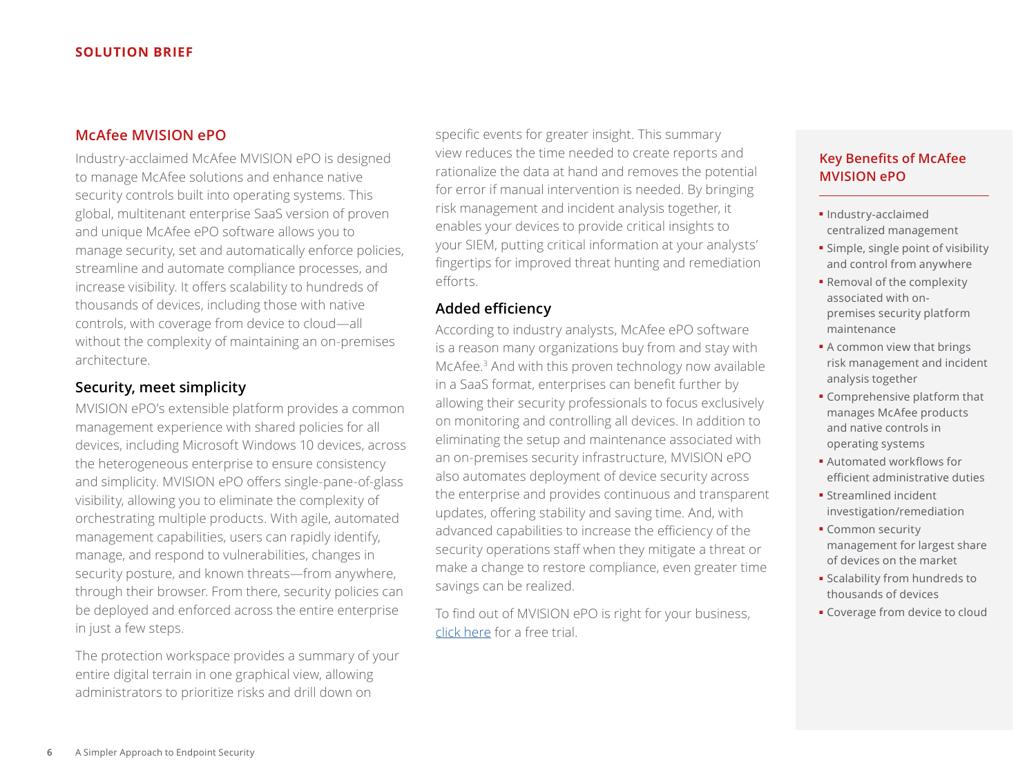## McAfee MVISION ePO

Industry-acclaimed McAfee MVISION ePO is designed to manage McAfee solutions and enhance native security controls built into operating systems. This global, multitenant enterprise SaaS version of proven and unique McAfee ePO software allows you to manage security, set and automatically enforce policies, streamline and automate compliance processes, and increase visibility. It offers scalability to hundreds of thousands of devices, including those with native controls, with coverage from device to cloud—all without the complexity of maintaining an on-premises architecture.

### Security, meet simplicity

MVISION ePO's extensible platform provides a common management experience with shared policies for all devices, including Microsoft Windows 10 devices, across the heterogeneous enterprise to ensure consistency and simplicity. MVISION ePO offers single-pane-of-glass visibility, allowing you to eliminate the complexity of orchestrating multiple products. With agile, automated management capabilities, users can rapidly identify, manage, and respond to vulnerabilities, changes in security posture, and known threats—from anywhere, through their browser. From there, security policies can be deployed and enforced across the entire enterprise in just a few steps.

The protection workspace provides a summary of your entire digital terrain in one graphical view, allowing administrators to prioritize risks and drill down on specific events for greater insight. This summary view reduces the time needed to create reports and rationalize the data at hand and removes the potential for error if manual intervention is needed. By bringing risk management and incident analysis together, it enables your devices to provide critical insights to your SIEM, putting critical information at your analysts' fingertips for improved threat hunting and remediation efforts.

### Added efficiency

According to industry analysts, McAfee ePO software is a reason many organizations buy from and stay with McAfee.[3] And with this proven technology now available in a SaaS format, enterprises can benefit further by allowing their security professionals to focus exclusively on monitoring and controlling all devices. In addition to eliminating the setup and maintenance associated with an on-premises security infrastructure, MVISION ePO also automates deployment of device security across the enterprise and provides continuous and transparent updates, offering stability and saving time. And, with advanced capabilities to increase the efficiency of the security operations staff when they mitigate a threat or make a change to restore compliance, even greater time savings can be realized.

To find out of MVISION ePO is right for your business, click here for a free trial.

### Key Benefits of McAfee MVISION ePO

- Industry-acclaimed centralized management
- Simple, single point of visibility and control from anywhere
- Removal of the complexity associated with on-premises security platform maintenance
- A common view that brings risk management and incident analysis together
- Comprehensive platform that manages McAfee products and native controls in operating systems
- Automated workflows for efficient administrative duties
- Streamlined incident investigation/remediation
- Common security management for largest share of devices on the market
- Scalability from hundreds to thousands of devices
- Coverage from device to cloud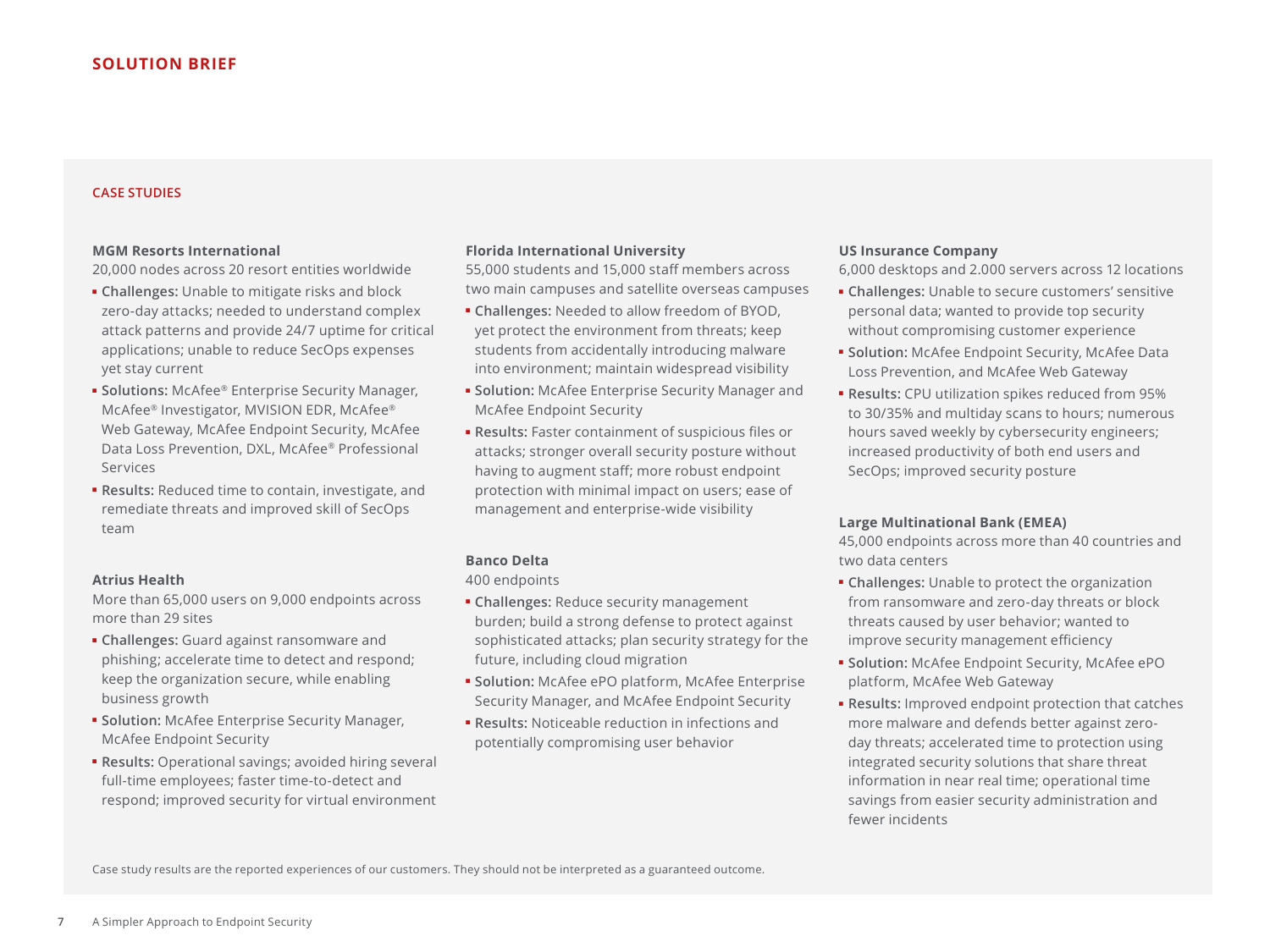**SOLUTION BRIEF**

## CASE STUDIES

### MGM Resorts International

20,000 nodes across 20 resort entities worldwide

- **Challenges:** Unable to mitigate risks and block zero-day attacks; needed to understand complex attack patterns and provide 24/7 uptime for critical applications; unable to reduce SecOps expenses yet stay current
- **Solutions:** McAfee® Enterprise Security Manager, McAfee® Investigator, MVISION EDR, McAfee® Web Gateway, McAfee Endpoint Security, McAfee Data Loss Prevention, DXL, McAfee® Professional Services
- **Results:** Reduced time to contain, investigate, and remediate threats and improved skill of SecOps team

### Atrius Health

More than 65,000 users on 9,000 endpoints across more than 29 sites

- **Challenges:** Guard against ransomware and phishing; accelerate time to detect and respond; keep the organization secure, while enabling business growth
- **Solution:** McAfee Enterprise Security Manager, McAfee Endpoint Security
- **Results:** Operational savings; avoided hiring several full-time employees; faster time-to-detect and respond; improved security for virtual environment

### Florida International University

55,000 students and 15,000 staff members across two main campuses and satellite overseas campuses

- **Challenges:** Needed to allow freedom of BYOD, yet protect the environment from threats; keep students from accidentally introducing malware into environment; maintain widespread visibility
- **Solution:** McAfee Enterprise Security Manager and McAfee Endpoint Security
- **Results:** Faster containment of suspicious files or attacks; stronger overall security posture without having to augment staff; more robust endpoint protection with minimal impact on users; ease of management and enterprise-wide visibility

### Banco Delta

400 endpoints

- **Challenges:** Reduce security management burden; build a strong defense to protect against sophisticated attacks; plan security strategy for the future, including cloud migration
- **Solution:** McAfee ePO platform, McAfee Enterprise Security Manager, and McAfee Endpoint Security
- **Results:** Noticeable reduction in infections and potentially compromising user behavior

### US Insurance Company

6,000 desktops and 2.000 servers across 12 locations

- **Challenges:** Unable to secure customers' sensitive personal data; wanted to provide top security without compromising customer experience
- **Solution:** McAfee Endpoint Security, McAfee Data Loss Prevention, and McAfee Web Gateway
- **Results:** CPU utilization spikes reduced from 95% to 30/35% and multiday scans to hours; numerous hours saved weekly by cybersecurity engineers; increased productivity of both end users and SecOps; improved security posture

### Large Multinational Bank (EMEA)

45,000 endpoints across more than 40 countries and two data centers

- **Challenges:** Unable to protect the organization from ransomware and zero-day threats or block threats caused by user behavior; wanted to improve security management efficiency
- **Solution:** McAfee Endpoint Security, McAfee ePO platform, McAfee Web Gateway
- **Results:** Improved endpoint protection that catches more malware and defends better against zero-day threats; accelerated time to protection using integrated security solutions that share threat information in near real time; operational time savings from easier security administration and fewer incidents

Case study results are the reported experiences of our customers. They should not be interpreted as a guaranteed outcome.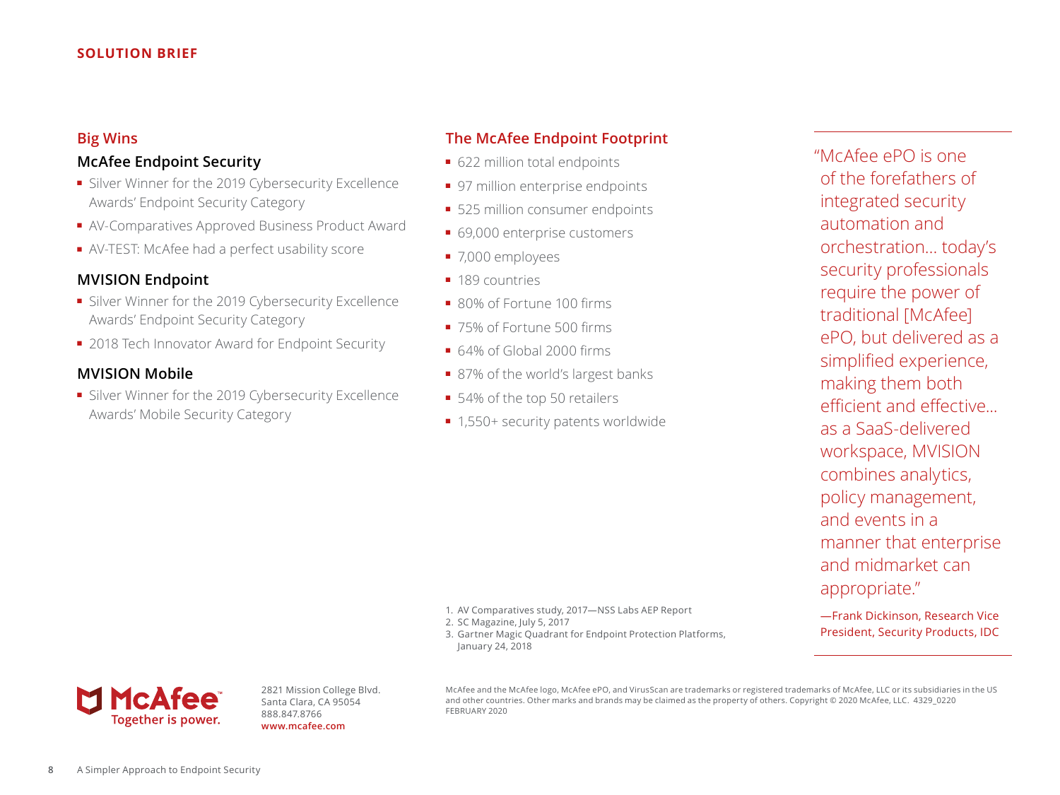## Big Wins

### McAfee Endpoint Security

- Silver Winner for the 2019 Cybersecurity Excellence Awards' Endpoint Security Category
- AV-Comparatives Approved Business Product Award
- AV-TEST: McAfee had a perfect usability score

### MVISION Endpoint

- Silver Winner for the 2019 Cybersecurity Excellence Awards' Endpoint Security Category
- 2018 Tech Innovator Award for Endpoint Security

### MVISION Mobile

- Silver Winner for the 2019 Cybersecurity Excellence Awards' Mobile Security Category

## The McAfee Endpoint Footprint

- 622 million total endpoints
- 97 million enterprise endpoints
- 525 million consumer endpoints
- 69,000 enterprise customers
- 7,000 employees
- 189 countries
- 80% of Fortune 100 firms
- 75% of Fortune 500 firms
- 64% of Global 2000 firms
- 87% of the world's largest banks
- 54% of the top 50 retailers
- 1,550+ security patents worldwide

"McAfee ePO is one of the forefathers of integrated security automation and orchestration… today's security professionals require the power of traditional [McAfee] ePO, but delivered as a simplified experience, making them both efficient and effective… as a SaaS-delivered workspace, MVISION combines analytics, policy management, and events in a manner that enterprise and midmarket can appropriate."

—Frank Dickinson, Research Vice President, Security Products, IDC

1. AV Comparatives study, 2017—NSS Labs AEP Report
2. SC Magazine, July 5, 2017
3. Gartner Magic Quadrant for Endpoint Protection Platforms, January 24, 2018

McAfee
Together is power.

2821 Mission College Blvd.
Santa Clara, CA 95054
888.847.8766
www.mcafee.com

McAfee and the McAfee logo, McAfee ePO, and VirusScan are trademarks or registered trademarks of McAfee, LLC or its subsidiaries in the US and other countries. Other marks and brands may be claimed as the property of others. Copyright © 2020 McAfee, LLC. 4329_0220
FEBRUARY 2020